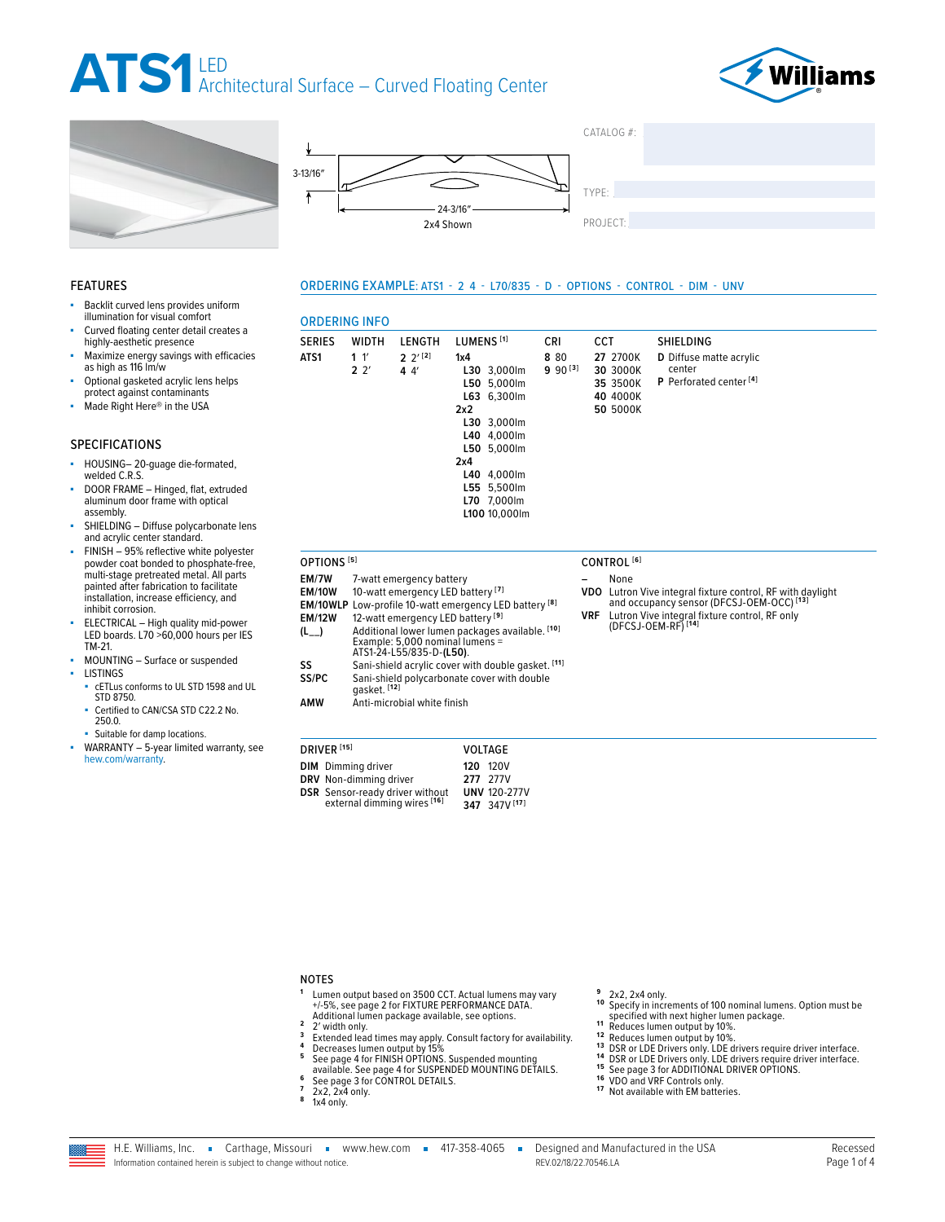# ATS1 LED Architectural Surface – Curved Floating Center

3-13/16″

24-3/16″

2x4 Shown

CATALOG #:

TYPE:

PROJECT:

## FEATURES

- Backlit curved lens provides uniform illumination for visual comfort
- Curved floating center detail creates a highly-aesthetic presence
- Maximize energy savings with efficacies as high as 116 lm/w
- Optional gasketed acrylic lens helps protect against contaminants
- Made Right Here® in the USA

## SPECIFICATIONS

- HOUSING– 20-guage die-formated, welded C.R.S.
- DOOR FRAME – Hinged, flat, extruded aluminum door frame with optical assembly.
- SHIELDING – Diffuse polycarbonate lens and acrylic center standard.
- FINISH – 95% reflective white polyester powder coat bonded to phosphate-free, multi-stage pretreated metal. All parts painted after fabrication to facilitate installation, increase efficiency, and inhibit corrosion.
- ELECTRICAL – High quality mid-power LED boards. L70 >60,000 hours per IES TM-21.
- MOUNTING – Surface or suspended
- LISTINGS
  - cETLus conforms to UL STD 1598 and UL STD 8750.
  - Certified to CAN/CSA STD C22.2 No. 250.0.
  - Suitable for damp locations.
- WARRANTY – 5-year limited warranty, see hew.com/warranty.

## ORDERING EXAMPLE: ATS1 - 2 4 - L70/835 - D - OPTIONS - CONTROL - DIM - UNV

## ORDERING INFO

| SERIES | WIDTH | LENGTH | LUMENS [1] | CRI | CCT | SHIELDING |
|---|---|---|---|---|---|---|
| **ATS1** | **1** 1′ | **2** 2′ [2] | **1x4** | **8** 80 | **27** 2700K | **D** Diffuse matte acrylic center |
| | **2** 2′ | **4** 4′ | **L30** 3,000lm | **9** 90 [3] | **30** 3000K | **P** Perforated center [4] |
| | | | **L50** 5,000lm | | **35** 3500K | |
| | | | **L63** 6,300lm | | **40** 4000K | |
| | | | **2x2** | | **50** 5000K | |
| | | | **L30** 3,000lm | | | |
| | | | **L40** 4,000lm | | | |
| | | | **L50** 5,000lm | | | |
| | | | **2x4** | | | |
| | | | **L40** 4,000lm | | | |
| | | | **L55** 5,500lm | | | |
| | | | **L70** 7,000lm | | | |
| | | | **L100** 10,000lm | | | |

### OPTIONS [5]

| | |
|---|---|
| **EM/7W** | 7-watt emergency battery |
| **EM/10W** | 10-watt emergency LED battery [7] |
| **EM/10WLP** | Low-profile 10-watt emergency LED battery [8] |
| **EM/12W** | 12-watt emergency LED battery [9] |
| **(L__)** | Additional lower lumen packages available. [10] Example: 5,000 nominal lumens = ATS1-24-L55/835-D-**(L50)**. |
| **SS** | Sani-shield acrylic cover with double gasket. [11] |
| **SS/PC** | Sani-shield polycarbonate cover with double gasket. [12] |
| **AMW** | Anti-microbial white finish |

### CONTROL [6]

| | |
|---|---|
| **–** | None |
| **VDO** | Lutron Vive integral fixture control, RF with daylight and occupancy sensor (DFCSJ-OEM-OCC) [13] |
| **VRF** | Lutron Vive integral fixture control, RF only (DFCSJ-OEM-RF) [14] |

### DRIVER [15]

| | |
|---|---|
| **DIM** | Dimming driver |
| **DRV** | Non-dimming driver |
| **DSR** | Sensor-ready driver without external dimming wires [16] |

### VOLTAGE

| | |
|---|---|
| **120** | 120V |
| **277** | 277V |
| **UNV** | 120-277V |
| **347** | 347V [17] |

## NOTES

1. Lumen output based on 3500 CCT. Actual lumens may vary +/-5%, see page 2 for FIXTURE PERFORMANCE DATA. Additional lumen package available, see options.
2. 2′ width only.
3. Extended lead times may apply. Consult factory for availability.
4. Decreases lumen output by 15%
5. See page 4 for FINISH OPTIONS. Suspended mounting available. See page 4 for SUSPENDED MOUNTING DETAILS.
6. See page 3 for CONTROL DETAILS.
7. 2x2, 2x4 only.
8. 1x4 only.
9. 2x2, 2x4 only.
10. Specify in increments of 100 nominal lumens. Option must be specified with next higher lumen package.
11. Reduces lumen output by 10%.
12. Reduces lumen output by 10%.
13. DSR or LDE Drivers only. LDE drivers require driver interface.
14. DSR or LDE Drivers only. LDE drivers require driver interface.
15. See page 3 for ADDITIONAL DRIVER OPTIONS.
16. VDO and VRF Controls only.
17. Not available with EM batteries.

H.E. Williams, Inc. ▪ Carthage, Missouri ▪ www.hew.com ▪ 417-358-4065 ▪ Designed and Manufactured in the USA

Information contained herein is subject to change without notice. REV.02/18/22.70546.LA

Recessed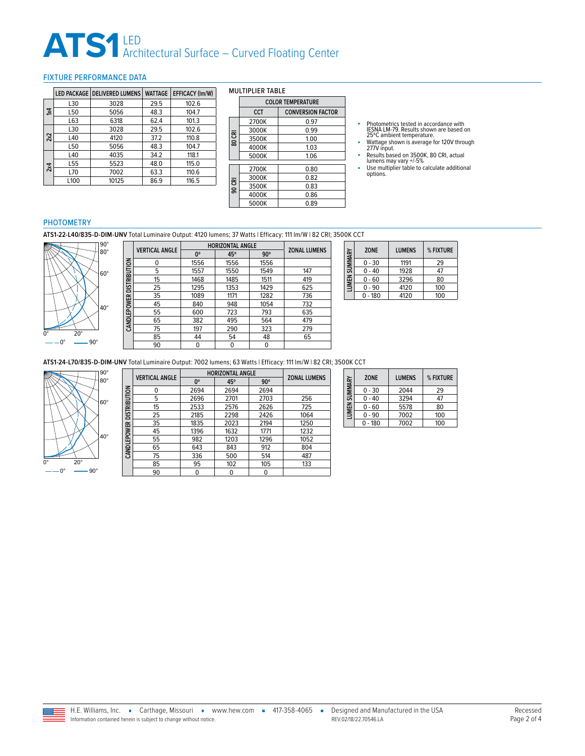# ATS1 LED Architectural Surface – Curved Floating Center

## FIXTURE PERFORMANCE DATA

| | LED PACKAGE | DELIVERED LUMENS | WATTAGE | EFFICACY (lm/W) |
|---|---|---|---|---|
| 1x4 | L30 | 3028 | 29.5 | 102.6 |
| | L50 | 5056 | 48.3 | 104.7 |
| | L63 | 6318 | 62.4 | 101.3 |
| 2x2 | L30 | 3028 | 29.5 | 102.6 |
| | L40 | 4120 | 37.2 | 110.8 |
| | L50 | 5056 | 48.3 | 104.7 |
| 2x4 | L40 | 4035 | 34.2 | 118.1 |
| | L55 | 5523 | 48.0 | 115.0 |
| | L70 | 7002 | 63.3 | 110.6 |
| | L100 | 10125 | 86.9 | 116.5 |

### MULTIPLIER TABLE

| | COLOR TEMPERATURE | |
|---|---|---|
| | CCT | CONVERSION FACTOR |
| 80 CRI | 2700K | 0.97 |
| | 3000K | 0.99 |
| | 3500K | 1.00 |
| | 4000K | 1.03 |
| | 5000K | 1.06 |
| 90 CRI | 2700K | 0.80 |
| | 3000K | 0.82 |
| | 3500K | 0.83 |
| | 4000K | 0.86 |
| | 5000K | 0.89 |

- Photometrics tested in accordance with IESNA LM-79. Results shown are based on 25°C ambient temperature.
- Wattage shown is average for 120V through 277V input.
- Results based on 3500K, 80 CRI, actual lumens may vary +/-5%
- Use multiplier table to calculate additional options.

## PHOTOMETRY

**ATS1-22-L40/835-D-DIM-UNV** Total Luminaire Output: 4120 lumens; 37 Watts | Efficacy: 111 lm/W | 82 CRI; 3500K CCT

CANDLEPOWER DISTRIBUTION

| VERTICAL ANGLE | HORIZONTAL ANGLE | | | ZONAL LUMENS |
|---|---|---|---|---|
| | 0° | 45° | 90° | |
| 0 | 1556 | 1556 | 1556 | |
| 5 | 1557 | 1550 | 1549 | 147 |
| 15 | 1468 | 1485 | 1511 | 419 |
| 25 | 1295 | 1353 | 1429 | 625 |
| 35 | 1089 | 1171 | 1282 | 736 |
| 45 | 840 | 948 | 1054 | 732 |
| 55 | 600 | 723 | 793 | 635 |
| 65 | 382 | 495 | 564 | 479 |
| 75 | 197 | 290 | 323 | 279 |
| 85 | 44 | 54 | 48 | 65 |
| 90 | 0 | 0 | 0 | |

LUMEN SUMMARY

| ZONE | LUMENS | % FIXTURE |
|---|---|---|
| 0 - 30 | 1191 | 29 |
| 0 - 40 | 1928 | 47 |
| 0 - 60 | 3296 | 80 |
| 0 - 90 | 4120 | 100 |
| 0 - 180 | 4120 | 100 |

**ATS1-24-L70/835-D-DIM-UNV** Total Luminaire Output: 7002 lumens; 63 Watts | Efficacy: 111 lm/W | 82 CRI; 3500K CCT

CANDLEPOWER DISTRIBUTION

| VERTICAL ANGLE | HORIZONTAL ANGLE | | | ZONAL LUMENS |
|---|---|---|---|---|
| | 0° | 45° | 90° | |
| 0 | 2694 | 2694 | 2694 | |
| 5 | 2696 | 2701 | 2703 | 256 |
| 15 | 2533 | 2576 | 2626 | 725 |
| 25 | 2185 | 2298 | 2426 | 1064 |
| 35 | 1835 | 2023 | 2194 | 1250 |
| 45 | 1396 | 1632 | 1771 | 1232 |
| 55 | 982 | 1203 | 1296 | 1052 |
| 65 | 643 | 843 | 912 | 804 |
| 75 | 336 | 500 | 514 | 487 |
| 85 | 95 | 102 | 105 | 133 |
| 90 | 0 | 0 | 0 | |

LUMEN SUMMARY

| ZONE | LUMENS | % FIXTURE |
|---|---|---|
| 0 - 30 | 2044 | 29 |
| 0 - 40 | 3294 | 47 |
| 0 - 60 | 5578 | 80 |
| 0 - 90 | 7002 | 100 |
| 0 - 180 | 7002 | 100 |

H.E. Williams, Inc. ▪ Carthage, Missouri ▪ www.hew.com ▪ 417-358-4065 ▪ Designed and Manufactured in the USA

Information contained herein is subject to change without notice. REV.02/18/22.70546.LA

Recessed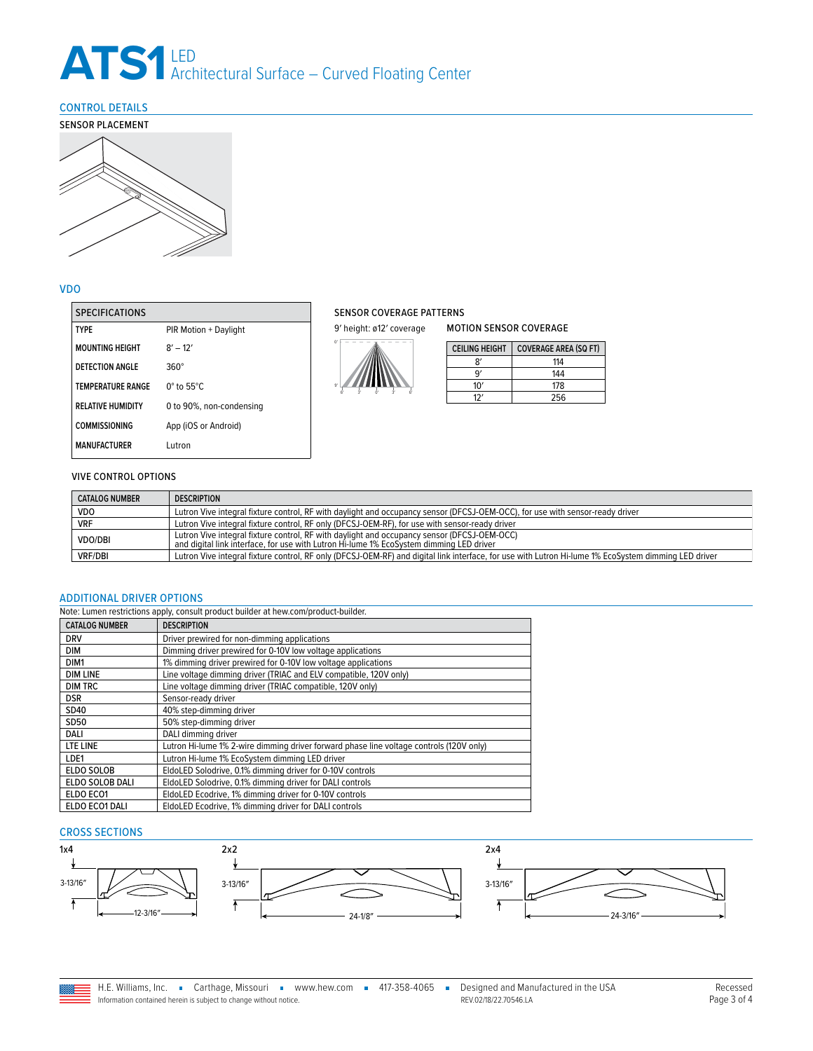# ATS1 LED Architectural Surface – Curved Floating Center

## CONTROL DETAILS

### SENSOR PLACEMENT

## VDO

| SPECIFICATIONS | |
|---|---|
| TYPE | PIR Motion + Daylight |
| MOUNTING HEIGHT | 8′ – 12′ |
| DETECTION ANGLE | 360° |
| TEMPERATURE RANGE | 0° to 55°C |
| RELATIVE HUMIDITY | 0 to 90%, non-condensing |
| COMMISSIONING | App (iOS or Android) |
| MANUFACTURER | Lutron |

### SENSOR COVERAGE PATTERNS

9′ height: ø12′ coverage

**MOTION SENSOR COVERAGE**

| CEILING HEIGHT | COVERAGE AREA (SQ FT) |
|---|---|
| 8′ | 114 |
| 9′ | 144 |
| 10′ | 178 |
| 12′ | 256 |

### VIVE CONTROL OPTIONS

| CATALOG NUMBER | DESCRIPTION |
|---|---|
| VDO | Lutron Vive integral fixture control, RF with daylight and occupancy sensor (DFCSJ-OEM-OCC), for use with sensor-ready driver |
| VRF | Lutron Vive integral fixture control, RF only (DFCSJ-OEM-RF), for use with sensor-ready driver |
| VDO/DBI | Lutron Vive integral fixture control, RF with daylight and occupancy sensor (DFCSJ-OEM-OCC) and digital link interface, for use with Lutron Hi-lume 1% EcoSystem dimming LED driver |
| VRF/DBI | Lutron Vive integral fixture control, RF only (DFCSJ-OEM-RF) and digital link interface, for use with Lutron Hi-lume 1% EcoSystem dimming LED driver |

## ADDITIONAL DRIVER OPTIONS

Note: Lumen restrictions apply, consult product builder at hew.com/product-builder.

| CATALOG NUMBER | DESCRIPTION |
|---|---|
| DRV | Driver prewired for non-dimming applications |
| DIM | Dimming driver prewired for 0-10V low voltage applications |
| DIM1 | 1% dimming driver prewired for 0-10V low voltage applications |
| DIM LINE | Line voltage dimming driver (TRIAC and ELV compatible, 120V only) |
| DIM TRC | Line voltage dimming driver (TRIAC compatible, 120V only) |
| DSR | Sensor-ready driver |
| SD40 | 40% step-dimming driver |
| SD50 | 50% step-dimming driver |
| DALI | DALI dimming driver |
| LTE LINE | Lutron Hi-lume 1% 2-wire dimming driver forward phase line voltage controls (120V only) |
| LDE1 | Lutron Hi-lume 1% EcoSystem dimming LED driver |
| ELDO SOLOB | EldoLED Solodrive, 0.1% dimming driver for 0-10V controls |
| ELDO SOLOB DALI | EldoLED Solodrive, 0.1% dimming driver for DALI controls |
| ELDO ECO1 | EldoLED Ecodrive, 1% dimming driver for 0-10V controls |
| ELDO ECO1 DALI | EldoLED Ecodrive, 1% dimming driver for DALI controls |

## CROSS SECTIONS

**1x4** — 3-13/16″ height, 12-3/16″ width

**2x2** — 3-13/16″ height, 24-1/8″ width

**2x4** — 3-13/16″ height, 24-3/16″ width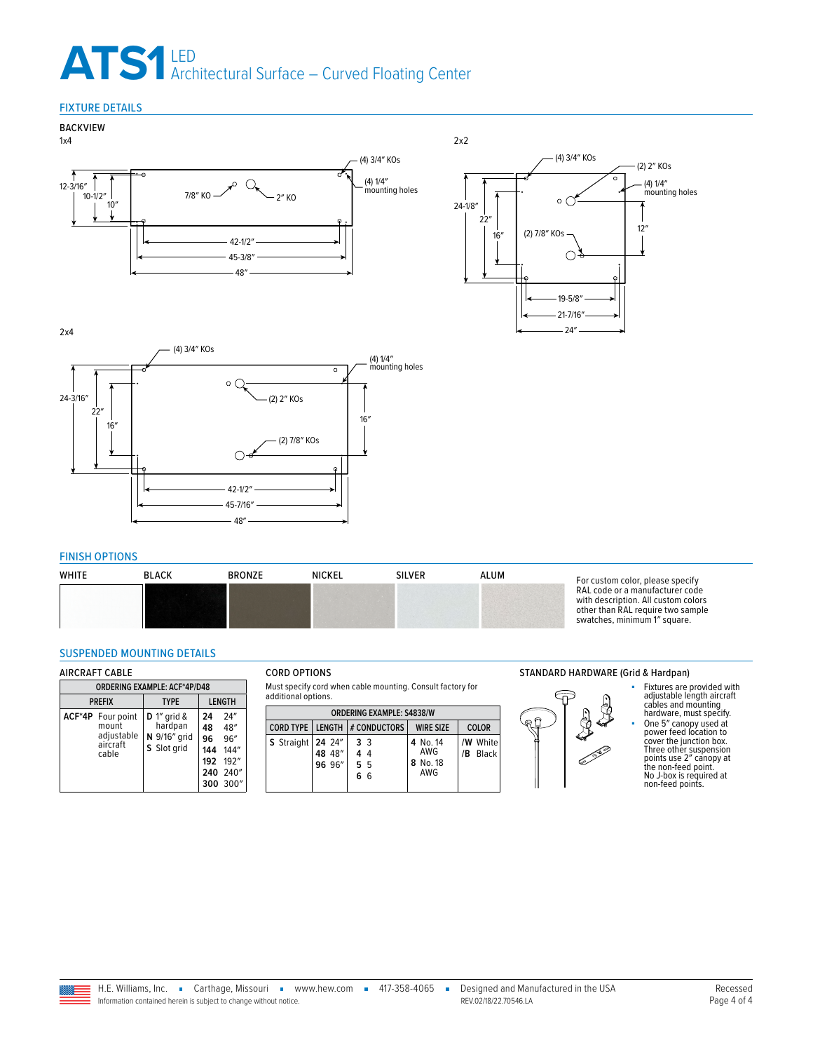# ATS1 LED Architectural Surface – Curved Floating Center

## FIXTURE DETAILS

### BACKVIEW

1x4

(4) 3/4" KOs
(4) 1/4" mounting holes
7/8" KO
2" KO
12-3/16"
10-1/2"
10"
42-1/2"
45-3/8"
48"

2x2

(4) 3/4" KOs
(2) 2" KOs
(4) 1/4" mounting holes
24-1/8"
22"
16"
(2) 7/8" KOs
12"
19-5/8"
21-7/16"
24"

2x4

(4) 3/4" KOs
(4) 1/4" mounting holes
24-3/16"
22"
16"
(2) 2" KOs
(2) 7/8" KOs
16"
42-1/2"
45-7/16"
48"

## FINISH OPTIONS

WHITE | BLACK | BRONZE | NICKEL | SILVER | ALUM

For custom color, please specify RAL code or a manufacturer code with description. All custom colors other than RAL require two sample swatches, minimum 1" square.

## SUSPENDED MOUNTING DETAILS

### AIRCRAFT CABLE

| ORDERING EXAMPLE: ACF*4P/D48 | | |
|---|---|---|
| PREFIX | TYPE | LENGTH |
| ACF*4P Four point mount adjustable aircraft cable | D 1" grid & hardpan<br>N 9/16" grid<br>S Slot grid | 24 24"<br>48 48"<br>96 96"<br>144 144"<br>192 192"<br>240 240"<br>300 300" |

### CORD OPTIONS

Must specify cord when cable mounting. Consult factory for additional options.

| ORDERING EXAMPLE: S4838/W | | | | |
|---|---|---|---|---|
| CORD TYPE | LENGTH | # CONDUCTORS | WIRE SIZE | COLOR |
| S Straight | 24 24"<br>48 48"<br>96 96" | 3 3<br>4 4<br>5 5<br>6 6 | 4 No. 14 AWG<br>8 No. 18 AWG | /W White<br>/B Black |

### STANDARD HARDWARE (Grid & Hardpan)

- Fixtures are provided with adjustable length aircraft cables and mounting hardware, must specify.
- One 5" canopy used at power feed location to cover the junction box. Three other suspension points use 2" canopy at the non-feed point. No J-box is required at non-feed points.

H.E. Williams, Inc. ▪ Carthage, Missouri ▪ www.hew.com ▪ 417-358-4065 ▪ Designed and Manufactured in the USA

Information contained herein is subject to change without notice. REV.02/18/22.70546.LA

Recessed